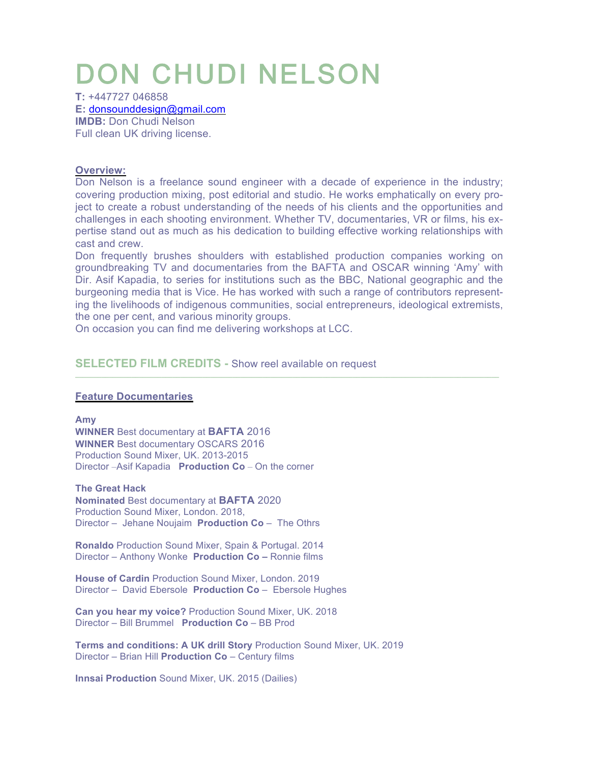# DON CHUDI NELSON

**T:** +447727 046858
**E:** donsounddesign@gmail.com
**IMDB:** Don Chudi Nelson
Full clean UK driving license.

**Overview:**

Don Nelson is a freelance sound engineer with a decade of experience in the industry; covering production mixing, post editorial and studio. He works emphatically on every project to create a robust understanding of the needs of his clients and the opportunities and challenges in each shooting environment. Whether TV, documentaries, VR or films, his expertise stand out as much as his dedication to building effective working relationships with cast and crew.

Don frequently brushes shoulders with established production companies working on groundbreaking TV and documentaries from the BAFTA and OSCAR winning 'Amy' with Dir. Asif Kapadia, to series for institutions such as the BBC, National geographic and the burgeoning media that is Vice. He has worked with such a range of contributors representing the livelihoods of indigenous communities, social entrepreneurs, ideological extremists, the one per cent, and various minority groups.

On occasion you can find me delivering workshops at LCC.

## SELECTED FILM CREDITS - Show reel available on request

### Feature Documentaries

**Amy**
**WINNER** Best documentary at **BAFTA** 2016
**WINNER** Best documentary OSCARS 2016
Production Sound Mixer, UK. 2013-2015
Director –Asif Kapadia **Production Co** – On the corner

**The Great Hack**
**Nominated** Best documentary at **BAFTA** 2020
Production Sound Mixer, London. 2018,
Director – Jehane Noujaim **Production Co** – The Othrs

**Ronaldo** Production Sound Mixer, Spain & Portugal. 2014
Director – Anthony Wonke **Production Co –** Ronnie films

**House of Cardin** Production Sound Mixer, London. 2019
Director – David Ebersole **Production Co** – Ebersole Hughes

**Can you hear my voice?** Production Sound Mixer, UK. 2018
Director – Bill Brummel **Production Co** – BB Prod

**Terms and conditions: A UK drill Story** Production Sound Mixer, UK. 2019
Director – Brian Hill **Production Co** – Century films

**Innsai Production** Sound Mixer, UK. 2015 (Dailies)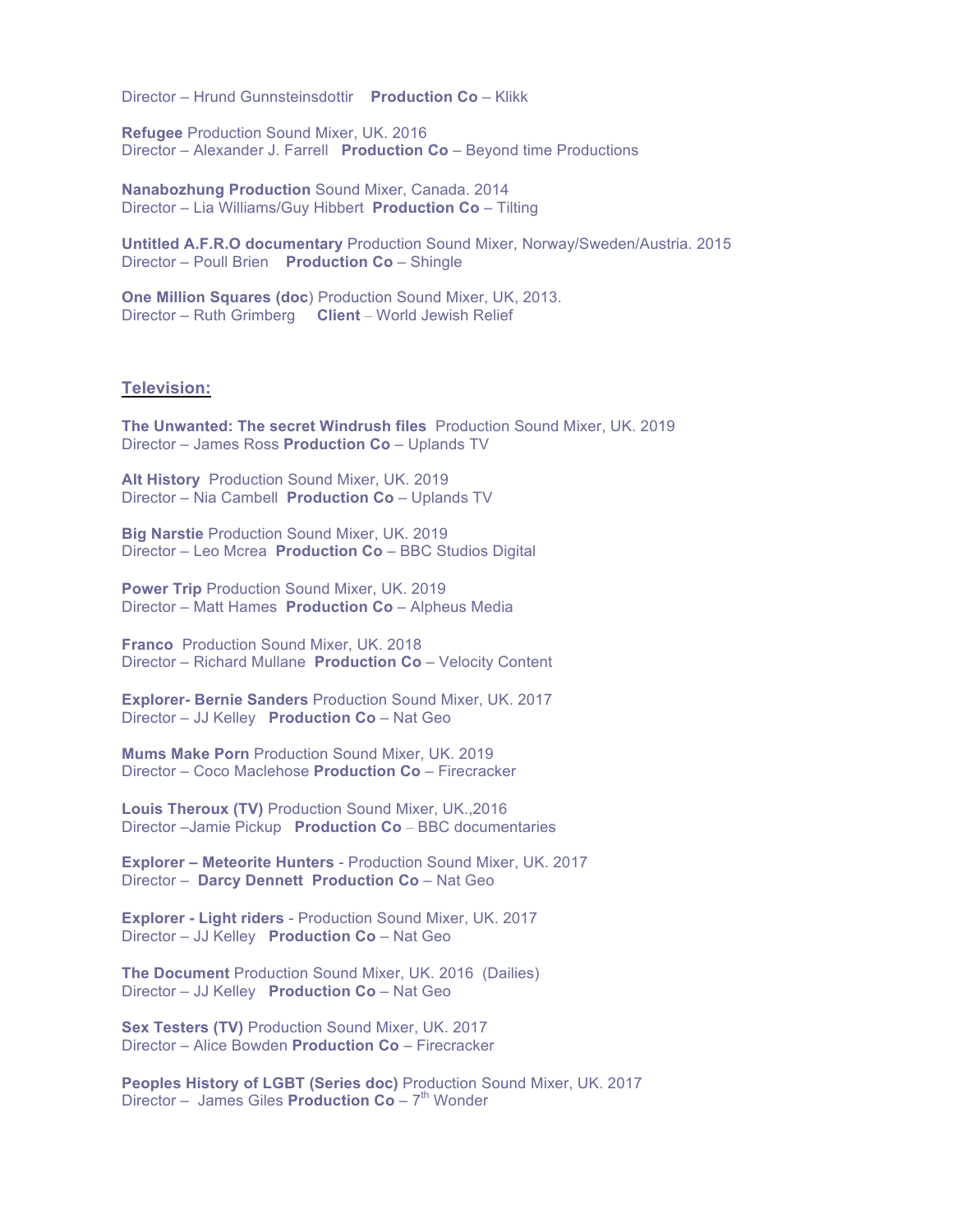Director – Hrund Gunnsteinsdottir **Production Co** – Klikk

**Refugee** Production Sound Mixer, UK. 2016
Director – Alexander J. Farrell **Production Co** – Beyond time Productions

**Nanabozhung Production** Sound Mixer, Canada. 2014
Director – Lia Williams/Guy Hibbert **Production Co** – Tilting

**Untitled A.F.R.O documentary** Production Sound Mixer, Norway/Sweden/Austria. 2015
Director – Poull Brien **Production Co** – Shingle

**One Million Squares (doc**) Production Sound Mixer, UK, 2013.
Director – Ruth Grimberg **Client** – World Jewish Relief

## Television:

**The Unwanted: The secret Windrush files** Production Sound Mixer, UK. 2019
Director – James Ross **Production Co** – Uplands TV

**Alt History** Production Sound Mixer, UK. 2019
Director – Nia Cambell **Production Co** – Uplands TV

**Big Narstie** Production Sound Mixer, UK. 2019
Director – Leo Mcrea **Production Co** – BBC Studios Digital

**Power Trip** Production Sound Mixer, UK. 2019
Director – Matt Hames **Production Co** – Alpheus Media

**Franco** Production Sound Mixer, UK. 2018
Director – Richard Mullane **Production Co** – Velocity Content

**Explorer- Bernie Sanders** Production Sound Mixer, UK. 2017
Director – JJ Kelley **Production Co** – Nat Geo

**Mums Make Porn** Production Sound Mixer, UK. 2019
Director – Coco Maclehose **Production Co** – Firecracker

**Louis Theroux (TV)** Production Sound Mixer, UK.,2016
Director –Jamie Pickup **Production Co** – BBC documentaries

**Explorer – Meteorite Hunters** - Production Sound Mixer, UK. 2017
Director – **Darcy Dennett** **Production Co** – Nat Geo

**Explorer - Light riders** - Production Sound Mixer, UK. 2017
Director – JJ Kelley **Production Co** – Nat Geo

**The Document** Production Sound Mixer, UK. 2016 (Dailies)
Director – JJ Kelley **Production Co** – Nat Geo

**Sex Testers (TV)** Production Sound Mixer, UK. 2017
Director – Alice Bowden **Production Co** – Firecracker

**Peoples History of LGBT (Series doc)** Production Sound Mixer, UK. 2017
Director – James Giles **Production Co** – 7th Wonder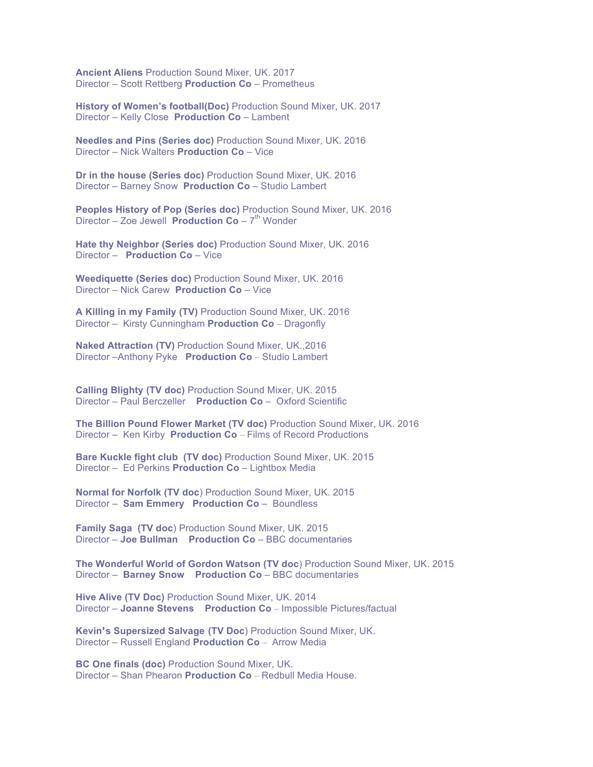**Ancient Aliens** Production Sound Mixer, UK. 2017
Director – Scott Rettberg **Production Co** – Prometheus

**History of Women's football(Doc)** Production Sound Mixer, UK. 2017
Director – Kelly Close **Production Co** – Lambent

**Needles and Pins (Series doc)** Production Sound Mixer, UK. 2016
Director – Nick Walters **Production Co** – Vice

**Dr in the house (Series doc)** Production Sound Mixer, UK. 2016
Director – Barney Snow **Production Co** – Studio Lambert

**Peoples History of Pop (Series doc)** Production Sound Mixer, UK. 2016
Director – Zoe Jewell **Production Co** – 7th Wonder

**Hate thy Neighbor (Series doc)** Production Sound Mixer, UK. 2016
Director – **Production Co** – Vice

**Weediquette (Series doc)** Production Sound Mixer, UK. 2016
Director – Nick Carew **Production Co** – Vice

**A Killing in my Family (TV)** Production Sound Mixer, UK. 2016
Director – Kirsty Cunningham **Production Co** – Dragonfly

**Naked Attraction (TV)** Production Sound Mixer, UK.,2016
Director –Anthony Pyke **Production Co** – Studio Lambert

**Calling Blighty (TV doc)** Production Sound Mixer, UK. 2015
Director – Paul Berczeller **Production Co** – Oxford Scientific

**The Billion Pound Flower Market (TV doc)** Production Sound Mixer, UK. 2016
Director – Ken Kirby **Production Co** – Films of Record Productions

**Bare Kuckle fight club (TV doc)** Production Sound Mixer, UK. 2015
Director – Ed Perkins **Production Co** – Lightbox Media

**Normal for Norfolk (TV doc)** Production Sound Mixer, UK. 2015
Director – **Sam Emmery** **Production Co** – Boundless

**Family Saga (TV doc)** Production Sound Mixer, UK. 2015
Director – **Joe Bullman** **Production Co** – BBC documentaries

**The Wonderful World of Gordon Watson (TV doc)** Production Sound Mixer, UK. 2015
Director – **Barney Snow** **Production Co** – BBC documentaries

**Hive Alive (TV Doc)** Production Sound Mixer, UK. 2014
Director – **Joanne Stevens** **Production Co** – Impossible Pictures/factual

**Kevin's Supersized Salvage (TV Doc)** Production Sound Mixer, UK.
Director – Russell England **Production Co** – Arrow Media

**BC One finals (doc)** Production Sound Mixer, UK.
Director – Shan Phearon **Production Co** – Redbull Media House.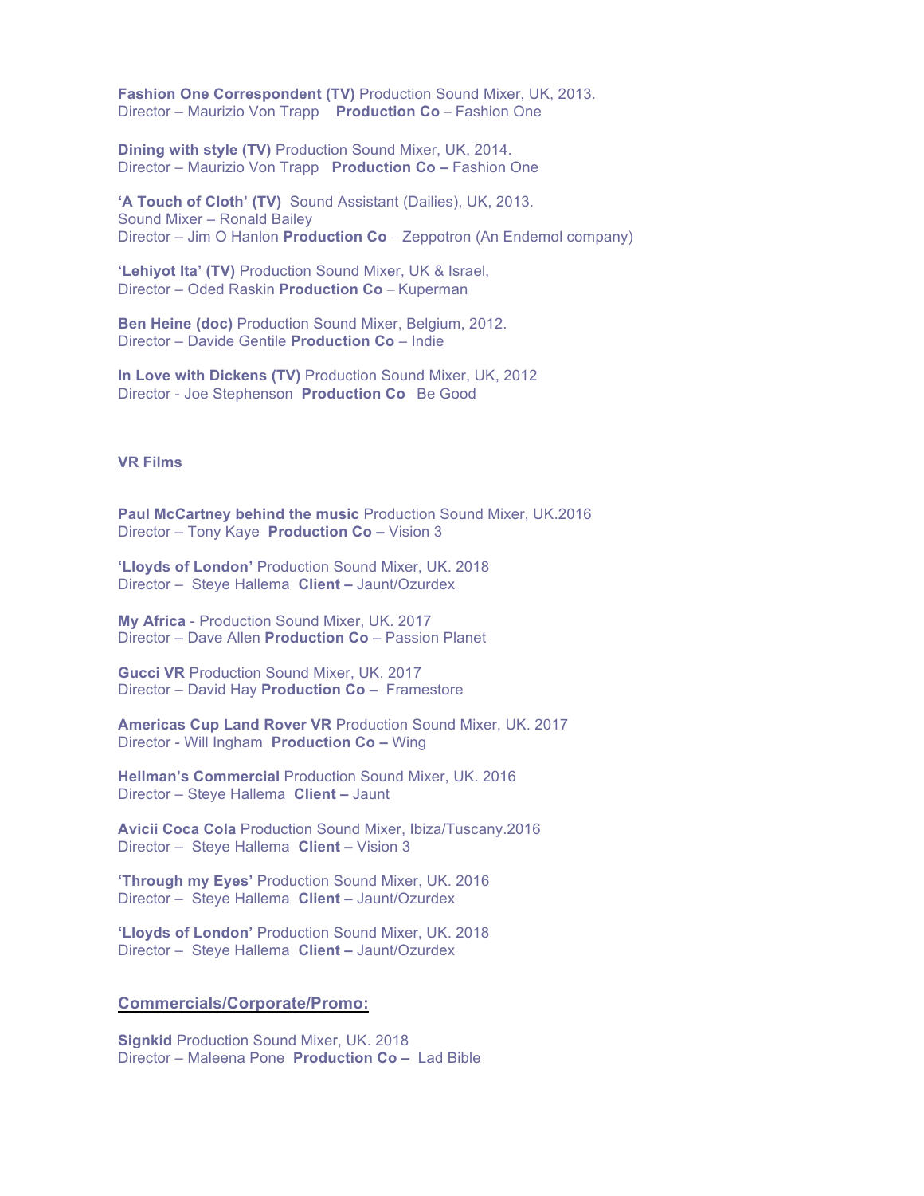**Fashion One Correspondent (TV)** Production Sound Mixer, UK, 2013.
Director – Maurizio Von Trapp **Production Co** – Fashion One

**Dining with style (TV)** Production Sound Mixer, UK, 2014.
Director – Maurizio Von Trapp **Production Co –** Fashion One

**'A Touch of Cloth' (TV)** Sound Assistant (Dailies), UK, 2013.
Sound Mixer – Ronald Bailey
Director – Jim O Hanlon **Production Co** – Zeppotron (An Endemol company)

**'Lehiyot Ita' (TV)** Production Sound Mixer, UK & Israel,
Director – Oded Raskin **Production Co** – Kuperman

**Ben Heine (doc)** Production Sound Mixer, Belgium, 2012.
Director – Davide Gentile **Production Co** – Indie

**In Love with Dickens (TV)** Production Sound Mixer, UK, 2012
Director - Joe Stephenson **Production Co**– Be Good

## VR Films

**Paul McCartney behind the music** Production Sound Mixer, UK.2016
Director – Tony Kaye **Production Co –** Vision 3

**'Lloyds of London'** Production Sound Mixer, UK. 2018
Director – Steye Hallema **Client –** Jaunt/Ozurdex

**My Africa** - Production Sound Mixer, UK. 2017
Director – Dave Allen **Production Co** – Passion Planet

**Gucci VR** Production Sound Mixer, UK. 2017
Director – David Hay **Production Co –** Framestore

**Americas Cup Land Rover VR** Production Sound Mixer, UK. 2017
Director - Will Ingham **Production Co –** Wing

**Hellman's Commercial** Production Sound Mixer, UK. 2016
Director – Steye Hallema **Client –** Jaunt

**Avicii Coca Cola** Production Sound Mixer, Ibiza/Tuscany.2016
Director – Steye Hallema **Client –** Vision 3

**'Through my Eyes'** Production Sound Mixer, UK. 2016
Director – Steye Hallema **Client –** Jaunt/Ozurdex

**'Lloyds of London'** Production Sound Mixer, UK. 2018
Director – Steye Hallema **Client –** Jaunt/Ozurdex

## Commercials/Corporate/Promo:

**Signkid** Production Sound Mixer, UK. 2018
Director – Maleena Pone **Production Co –** Lad Bible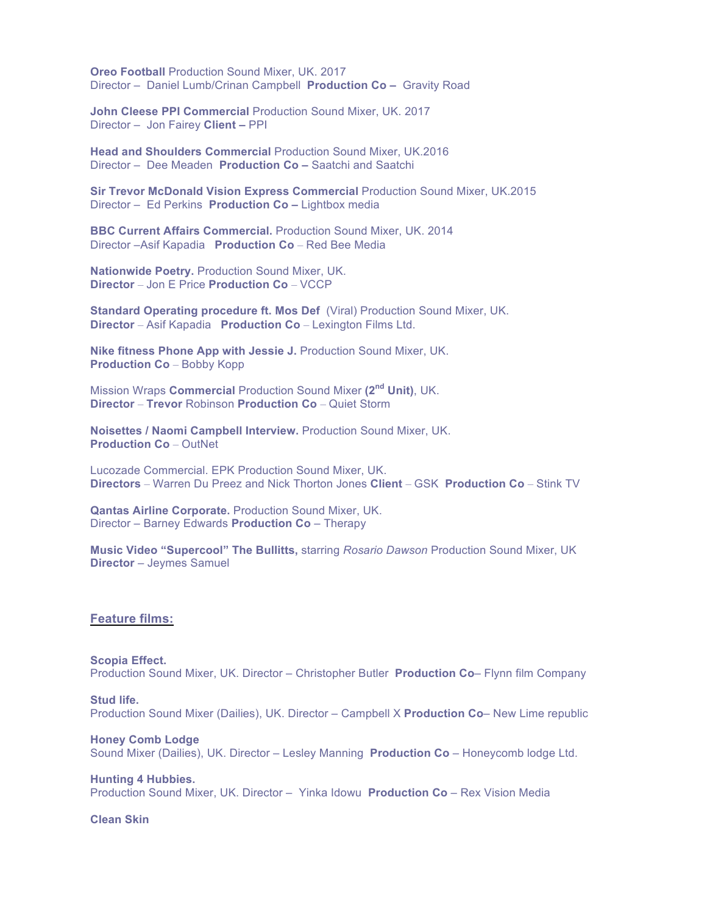**Oreo Football** Production Sound Mixer, UK. 2017
Director – Daniel Lumb/Crinan Campbell **Production Co –** Gravity Road

**John Cleese PPI Commercial** Production Sound Mixer, UK. 2017
Director – Jon Fairey **Client –** PPI

**Head and Shoulders Commercial** Production Sound Mixer, UK.2016
Director – Dee Meaden **Production Co –** Saatchi and Saatchi

**Sir Trevor McDonald Vision Express Commercial** Production Sound Mixer, UK.2015
Director – Ed Perkins **Production Co –** Lightbox media

**BBC Current Affairs Commercial.** Production Sound Mixer, UK. 2014
Director –Asif Kapadia **Production Co** – Red Bee Media

**Nationwide Poetry.** Production Sound Mixer, UK.
**Director** – Jon E Price **Production Co** – VCCP

**Standard Operating procedure ft. Mos Def** (Viral) Production Sound Mixer, UK.
**Director** – Asif Kapadia **Production Co** – Lexington Films Ltd.

**Nike fitness Phone App with Jessie J.** Production Sound Mixer, UK.
**Production Co** – Bobby Kopp

Mission Wraps **Commercial** Production Sound Mixer **(2nd Unit)**, UK.
**Director** – **Trevor** Robinson **Production Co** – Quiet Storm

**Noisettes / Naomi Campbell Interview.** Production Sound Mixer, UK.
**Production Co** – OutNet

Lucozade Commercial. EPK Production Sound Mixer, UK.
**Directors** – Warren Du Preez and Nick Thorton Jones **Client** – GSK **Production Co** – Stink TV

**Qantas Airline Corporate.** Production Sound Mixer, UK.
Director – Barney Edwards **Production Co** – Therapy

**Music Video "Supercool" The Bullitts,** starring *Rosario Dawson* Production Sound Mixer, UK
**Director** – Jeymes Samuel

## Feature films:

**Scopia Effect.**
Production Sound Mixer, UK. Director – Christopher Butler **Production Co**– Flynn film Company

**Stud life.**
Production Sound Mixer (Dailies), UK. Director – Campbell X **Production Co**– New Lime republic

**Honey Comb Lodge**
Sound Mixer (Dailies), UK. Director – Lesley Manning **Production Co** – Honeycomb lodge Ltd.

**Hunting 4 Hubbies.**
Production Sound Mixer, UK. Director – Yinka Idowu **Production Co** – Rex Vision Media

**Clean Skin**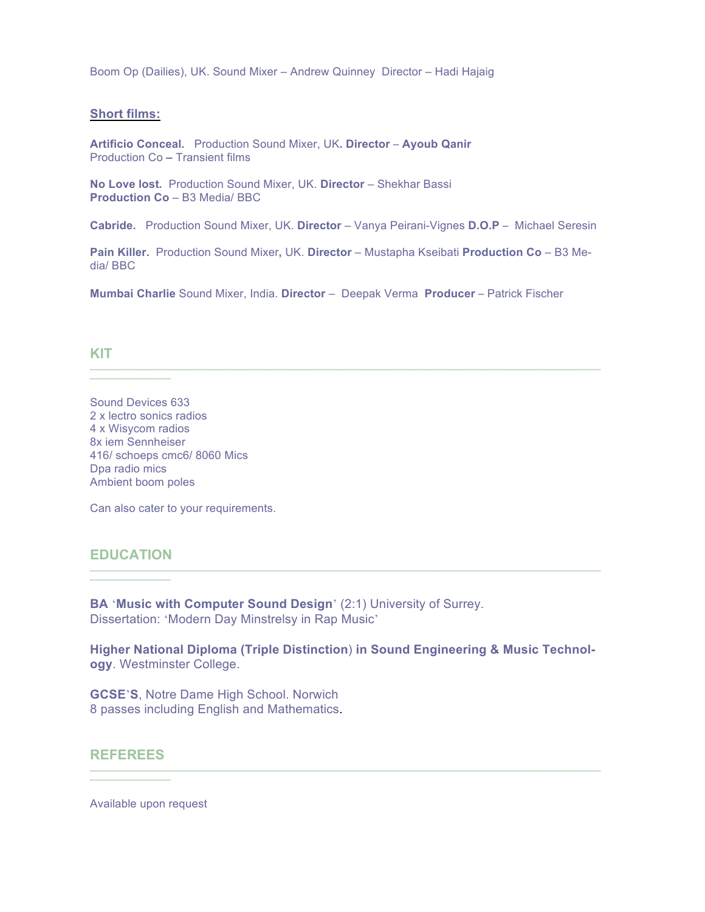Boom Op (Dailies), UK. Sound Mixer – Andrew Quinney  Director – Hadi Hajaig

**Short films:**

**Artificio Conceal.**   Production Sound Mixer, UK**. Director** – **Ayoub Qanir**
Production Co **–** Transient films

**No Love lost.**  Production Sound Mixer, UK. **Director** – Shekhar Bassi
**Production Co** – B3 Media/ BBC

**Cabride.**   Production Sound Mixer, UK. **Director** – Vanya Peirani-Vignes **D.O.P** –  Michael Seresin

**Pain Killer.**  Production Sound Mixer**,** UK. **Director** – Mustapha Kseibati **Production Co** – B3 Media/ BBC

**Mumbai Charlie** Sound Mixer, India. **Director** –  Deepak Verma  **Producer** – Patrick Fischer

## KIT

Sound Devices 633
2 x lectro sonics radios
4 x Wisycom radios
8x iem Sennheiser
416/ schoeps cmc6/ 8060 Mics
Dpa radio mics
Ambient boom poles

Can also cater to your requirements.

## EDUCATION

**BA** '**Music with Computer Sound Design**' (2:1) University of Surrey.
Dissertation: 'Modern Day Minstrelsy in Rap Music'

**Higher National Diploma (Triple Distinction**) **in Sound Engineering & Music Technology**. Westminster College.

**GCSE'S**, Notre Dame High School. Norwich
8 passes including English and Mathematics.

## REFEREES

Available upon request